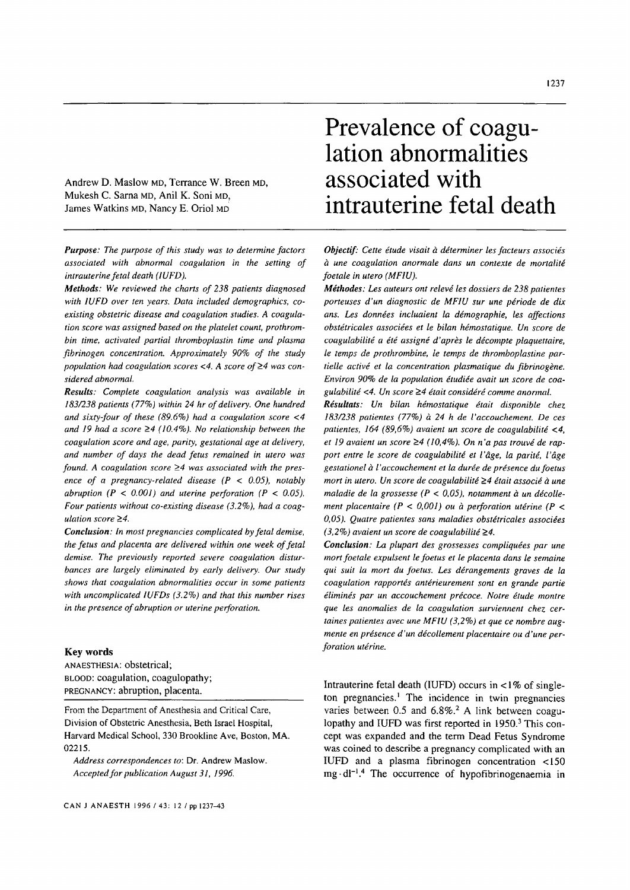# Prevalence of coagulation abnormalities associated with intrauterine fetal death

Andrew D. Maslow MD, Terrance W. Breen MD, Mukesh C. Sarna MD, Anil K. Soni MD, James Watkins MD, Nancy E. Oriol MD

***Purpose:*** *The purpose of this study was to determine factors associated with abnormal coagulation in the setting of intrauterine fetal death (IUFD).*

***Methods:*** *We reviewed the charts of 238 patients diagnosed with IUFD over ten years. Data included demographics, coexisting obstetric disease and coagulation studies. A coagulation score was assigned based on the platelet count, prothrombin time, activated partial thromboplastin time and plasma fibrinogen concentration. Approximately 90% of the study population had coagulation scores <4. A score of ≥4 was considered abnormal.*

***Results:*** *Complete coagulation analysis was available in 183/238 patients (77%) within 24 hr of delivery. One hundred and sixty-four of these (89.6%) had a coagulation score <4 and 19 had a score ≥4 (10.4%). No relationship between the coagulation score and age, parity, gestational age at delivery, and number of days the dead fetus remained in utero was found. A coagulation score ≥4 was associated with the presence of a pregnancy-related disease ($P < 0.05$), notably abruption ($P < 0.001$) and uterine perforation ($P < 0.05$). Four patients without co-existing disease (3.2%), had a coagulation score ≥4.*

***Conclusion:*** *In most pregnancies complicated by fetal demise, the fetus and placenta are delivered within one week of fetal demise. The previously reported severe coagulation disturbances are largely eliminated by early delivery. Our study shows that coagulation abnormalities occur in some patients with uncomplicated IUFDs (3.2%) and that this number rises in the presence of abruption or uterine perforation.*

**Key words**

ANAESTHESIA: obstetrical;
BLOOD: coagulation, coagulopathy;
PREGNANCY: abruption, placenta.

From the Department of Anesthesia and Critical Care, Division of Obstetric Anesthesia, Beth Israel Hospital, Harvard Medical School, 330 Brookline Ave, Boston, MA. 02215.

*Address correspondences to:* Dr. Andrew Maslow.
*Accepted for publication August 31, 1996.*

***Objectif:*** *Cette étude visait à déterminer les facteurs associés à une coagulation anormale dans un contexte de mortalité foetale in utero (MFIU).*

***Méthodes:*** *Les auteurs ont relevé les dossiers de 238 patientes porteuses d'un diagnostic de MFIU sur une période de dix ans. Les données incluaient la démographie, les affections obstétricales associées et le bilan hémostatique. Un score de coagulabilité a été assigné d'après le décompte plaquettaire, le temps de prothrombine, le temps de thromboplastine partielle activé et la concentration plasmatique du fibrinogène. Environ 90% de la population étudiée avait un score de coagulabilité <4. Un score ≥4 était considéré comme anormal.*

***Résultats:*** *Un bilan hémostatique était disponible chez 183/238 patientes (77%) à 24 h de l'accouchement. De ces patientes, 164 (89,6%) avaient un score de coagulabilité <4, et 19 avaient un score ≥4 (10,4%). On n'a pas trouvé de rapport entre le score de coagulabilité et l'âge, la parité, l'âge gestationel à l'accouchement et la durée de présence du foetus mort in utero. Un score de coagulabilité ≥4 était associé à une maladie de la grossesse ($P < 0,05$), notamment à un décollement placentaire ($P < 0,001$) ou à perforation utérine ($P < 0,05$). Quatre patientes sans maladies obstétricales associées (3,2%) avaient un score de coagulabilité ≥4.*

***Conclusion:*** *La plupart des grossesses compliquées par une mort foetale expulsent le foetus et le placenta dans le semaine qui suit la mort du foetus. Les dérangements graves de la coagulation rapportés antérieurement sont en grande partie éliminés par un accouchement précoce. Notre étude montre que les anomalies de la coagulation surviennent chez certaines patientes avec une MFIU (3,2%) et que ce nombre augmente en présence d'un décollement placentaire ou d'une perforation utérine.*

Intrauterine fetal death (IUFD) occurs in <1% of singleton pregnancies.[1] The incidence in twin pregnancies varies between 0.5 and 6.8%.[2] A link between coagulopathy and IUFD was first reported in 1950.[3] This concept was expanded and the term Dead Fetus Syndrome was coined to describe a pregnancy complicated with an IUFD and a plasma fibrinogen concentration <150 $mg \cdot dl^{-1}$.[4] The occurrence of hypofibrinogenaemia in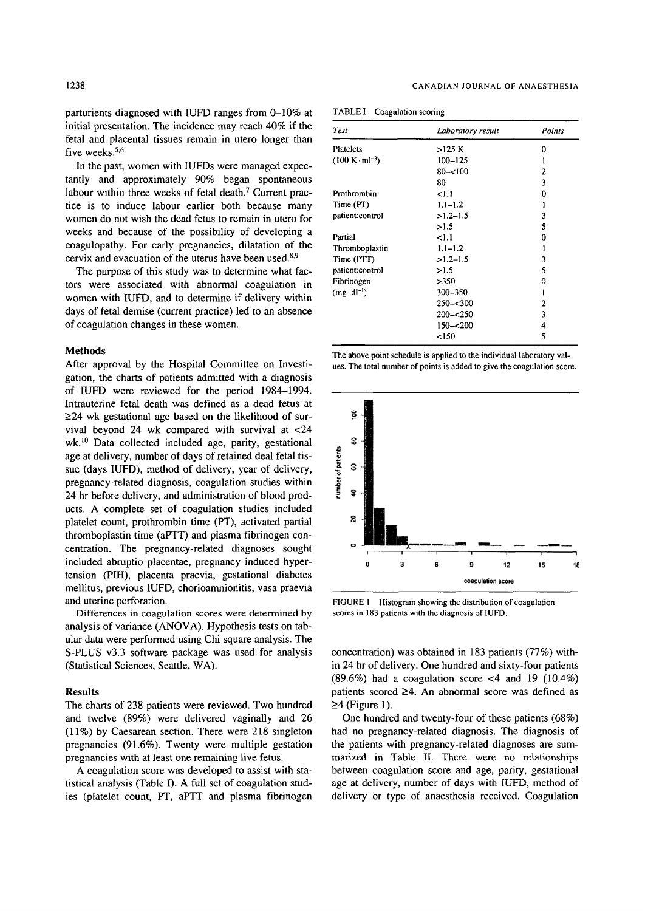parturients diagnosed with IUFD ranges from 0–10% at initial presentation. The incidence may reach 40% if the fetal and placental tissues remain in utero longer than five weeks.[5,6]

In the past, women with IUFDs were managed expectantly and approximately 90% began spontaneous labour within three weeks of fetal death.[7] Current practice is to induce labour earlier both because many women do not wish the dead fetus to remain in utero for weeks and because of the possibility of developing a coagulopathy. For early pregnancies, dilatation of the cervix and evacuation of the uterus have been used.[8,9]

The purpose of this study was to determine what factors were associated with abnormal coagulation in women with IUFD, and to determine if delivery within days of fetal demise (current practice) led to an absence of coagulation changes in these women.

## Methods

After approval by the Hospital Committee on Investigation, the charts of patients admitted with a diagnosis of IUFD were reviewed for the period 1984–1994. Intrauterine fetal death was defined as a dead fetus at ≥24 wk gestational age based on the likelihood of survival beyond 24 wk compared with survival at <24 wk.[10] Data collected included age, parity, gestational age at delivery, number of days of retained deal fetal tissue (days IUFD), method of delivery, year of delivery, pregnancy-related diagnosis, coagulation studies within 24 hr before delivery, and administration of blood products. A complete set of coagulation studies included platelet count, prothrombin time (PT), activated partial thromboplastin time (aPTT) and plasma fibrinogen concentration. The pregnancy-related diagnoses sought included abruptio placentae, pregnancy induced hypertension (PIH), placenta praevia, gestational diabetes mellitus, previous IUFD, chorioamnionitis, vasa praevia and uterine perforation.

Differences in coagulation scores were determined by analysis of variance (ANOVA). Hypothesis tests on tabular data were performed using Chi square analysis. The S-PLUS v3.3 software package was used for analysis (Statistical Sciences, Seattle, WA).

## Results

The charts of 238 patients were reviewed. Two hundred and twelve (89%) were delivered vaginally and 26 (11%) by Caesarean section. There were 218 singleton pregnancies (91.6%). Twenty were multiple gestation pregnancies with at least one remaining live fetus.

A coagulation score was developed to assist with statistical analysis (Table I). A full set of coagulation studies (platelet count, PT, aPTT and plasma fibrinogen concentration) was obtained in 183 patients (77%) within 24 hr of delivery. One hundred and sixty-four patients (89.6%) had a coagulation score <4 and 19 (10.4%) patients scored ≥4. An abnormal score was defined as ≥4 (Figure 1).

TABLE I Coagulation scoring

| Test | Laboratory result | Points |
|---|---|---|
| Platelets | >125 K | 0 |
| ($100\ K \cdot ml^{-3}$) | 100–125 | 1 |
| | 80–<100 | 2 |
| | 80 | 3 |
| Prothrombin | <1.1 | 0 |
| Time (PT) | 1.1–1.2 | 1 |
| patient:control | >1.2–1.5 | 3 |
| | >1.5 | 5 |
| Partial | <1.1 | 0 |
| Thromboplastin | 1.1–1.2 | 1 |
| Time (PTT) | >1.2–1.5 | 3 |
| patient:control | >1.5 | 5 |
| Fibrinogen | >350 | 0 |
| ($mg \cdot dl^{-1}$) | 300–350 | 1 |
| | 250–<300 | 2 |
| | 200–<250 | 3 |
| | 150–<200 | 4 |
| | <150 | 5 |

The above point schedule is applied to the individual laboratory values. The total number of points is added to give the coagulation score.

FIGURE 1 Histogram showing the distribution of coagulation scores in 183 patients with the diagnosis of IUFD.

One hundred and twenty-four of these patients (68%) had no pregnancy-related diagnosis. The diagnosis of the patients with pregnancy-related diagnoses are summarized in Table II. There were no relationships between coagulation score and age, parity, gestational age at delivery, number of days with IUFD, method of delivery or type of anaesthesia received. Coagulation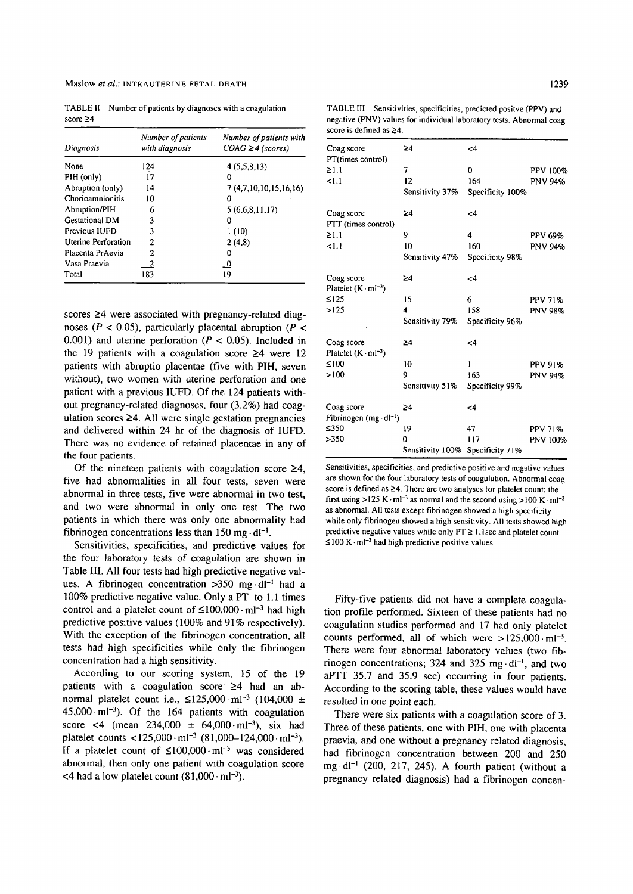TABLE II Number of patients by diagnoses with a coagulation score ≥4

| Diagnosis | Number of patients with diagnosis | Number of patients with COAG ≥ 4 (scores) |
|---|---|---|
| None | 124 | 4 (5,5,8,13) |
| PIH (only) | 17 | 0 |
| Abruption (only) | 14 | 7 (4,7,10,10,15,16,16) |
| Chorioamnionitis | 10 | 0 |
| Abruption/PIH | 6 | 5 (6,6,8,11,17) |
| Gestational DM | 3 | 0 |
| Previous IUFD | 3 | 1 (10) |
| Uterine Perforation | 2 | 2 (4,8) |
| Placenta PrAevia | 2 | 0 |
| Vasa Praevia | 2 | 0 |
| Total | 183 | 19 |

scores ≥4 were associated with pregnancy-related diagnoses ($P < 0.05$), particularly placental abruption ($P < 0.001$) and uterine perforation ($P < 0.05$). Included in the 19 patients with a coagulation score ≥4 were 12 patients with abruptio placentae (five with PIH, seven without), two women with uterine perforation and one patient with a previous IUFD. Of the 124 patients without pregnancy-related diagnoses, four (3.2%) had coagulation scores ≥4. All were single gestation pregnancies and delivered within 24 hr of the diagnosis of IUFD. There was no evidence of retained placentae in any of the four patients.

Of the nineteen patients with coagulation score ≥4, five had abnormalities in all four tests, seven were abnormal in three tests, five were abnormal in two test, and two were abnormal in only one test. The two patients in which there was only one abnormality had fibrinogen concentrations less than 150 mg · dl$^{-1}$.

Sensitivities, specificities, and predictive values for the four laboratory tests of coagulation are shown in Table III. All four tests had high predictive negative values. A fibrinogen concentration >350 mg · dl$^{-1}$ had a 100% predictive negative value. Only a PT to 1.1 times control and a platelet count of ≤100,000 · ml$^{-3}$ had high predictive positive values (100% and 91% respectively). With the exception of the fibrinogen concentration, all tests had high specificities while only the fibrinogen concentration had a high sensitivity.

According to our scoring system, 15 of the 19 patients with a coagulation score ≥4 had an abnormal platelet count i.e., ≤125,000 · ml$^{-3}$ (104,000 ± 45,000 · ml$^{-3}$). Of the 164 patients with coagulation score <4 (mean 234,000 ± 64,000 · ml$^{-3}$), six had platelet counts <125,000 · ml$^{-3}$ (81,000–124,000 · ml$^{-3}$). If a platelet count of ≤100,000 · ml$^{-3}$ was considered abnormal, then only one patient with coagulation score <4 had a low platelet count (81,000 · ml$^{-3}$).

TABLE III Sensitivities, specificities, predicted positve (PPV) and negative (PNV) values for individual laboratory tests. Abnormal coag score is defined as ≥4.

| Coag score | ≥4 | <4 | |
|---|---|---|---|
| PT(times control) | | | |
| ≥1.1 | 7 | 0 | PPV 100% |
| <1.1 | 12 | 164 | PNV 94% |
| | Sensitivity 37% | Specificity 100% | |
| Coag score | ≥4 | <4 | |
| PTT (times control) | | | |
| ≥1.1 | 9 | 4 | PPV 69% |
| <1.1 | 10 | 160 | PNV 94% |
| | Sensitivity 47% | Specificity 98% | |
| Coag score | ≥4 | <4 | |
| Platelet (K · ml$^{-3}$) | | | |
| ≤125 | 15 | 6 | PPV 71% |
| >125 | 4 | 158 | PNV 98% |
| | Sensitivity 79% | Specificity 96% | |
| Coag score | ≥4 | <4 | |
| Platelet (K · ml$^{-3}$) | | | |
| ≤100 | 10 | 1 | PPV 91% |
| >100 | 9 | 163 | PNV 94% |
| | Sensitivity 51% | Specificity 99% | |
| Coag score | ≥4 | <4 | |
| Fibrinogen (mg · dl$^{-1}$) | | | |
| ≤350 | 19 | 47 | PPV 71% |
| >350 | 0 | 117 | PNV 100% |
| | Sensitivity 100% | Specificity 71% | |

Sensitivities, specificities, and predictive positive and negative values are shown for the four laboratory tests of coagulation. Abnormal coag score is defined as ≥4. There are two analyses for platelet count; the first using >125 K · ml$^{-3}$ as normal and the second using >100 K · ml$^{-3}$ as abnormal. All tests except fibrinogen showed a high specificity while only fibrinogen showed a high sensitivity. All tests showed high predictive negative values while only PT ≥ 1.1sec and platelet count ≤100 K · ml$^{-3}$ had high predictive positive values.

Fifty-five patients did not have a complete coagulation profile performed. Sixteen of these patients had no coagulation studies performed and 17 had only platelet counts performed, all of which were >125,000 · ml$^{-3}$. There were four abnormal laboratory values (two fibrinogen concentrations; 324 and 325 mg · dl$^{-1}$, and two aPTT 35.7 and 35.9 sec) occurring in four patients. According to the scoring table, these values would have resulted in one point each.

There were six patients with a coagulation score of 3. Three of these patients, one with PIH, one with placenta praevia, and one without a pregnancy related diagnosis, had fibrinogen concentration between 200 and 250 mg · dl$^{-1}$ (200, 217, 245). A fourth patient (without a pregnancy related diagnosis) had a fibrinogen concen-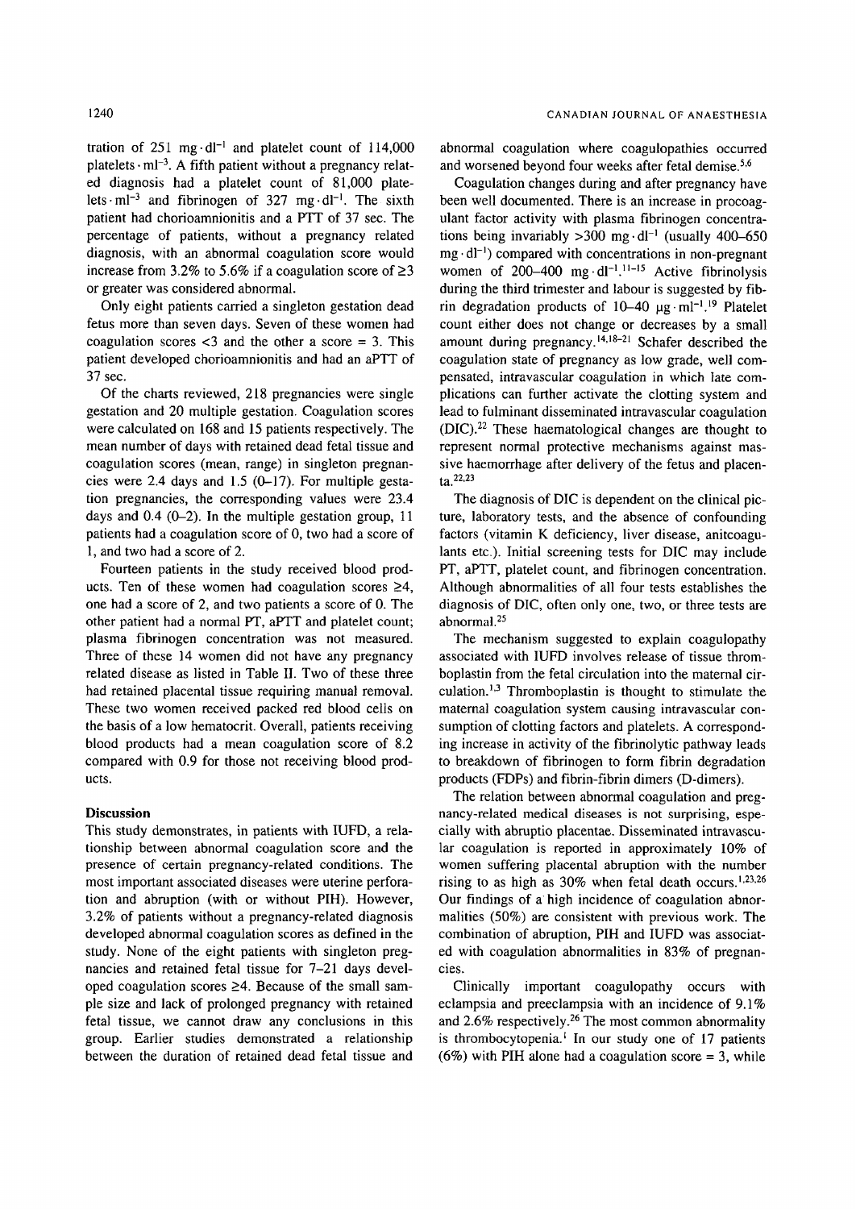tration of 251 mg·dl$^{-1}$ and platelet count of 114,000 platelets·ml$^{-3}$. A fifth patient without a pregnancy related diagnosis had a platelet count of 81,000 platelets·ml$^{-3}$ and fibrinogen of 327 mg·dl$^{-1}$. The sixth patient had chorioamnionitis and a PTT of 37 sec. The percentage of patients, without a pregnancy related diagnosis, with an abnormal coagulation score would increase from 3.2% to 5.6% if a coagulation score of ≥3 or greater was considered abnormal.

Only eight patients carried a singleton gestation dead fetus more than seven days. Seven of these women had coagulation scores <3 and the other a score = 3. This patient developed chorioamnionitis and had an aPTT of 37 sec.

Of the charts reviewed, 218 pregnancies were single gestation and 20 multiple gestation. Coagulation scores were calculated on 168 and 15 patients respectively. The mean number of days with retained dead fetal tissue and coagulation scores (mean, range) in singleton pregnancies were 2.4 days and 1.5 (0–17). For multiple gestation pregnancies, the corresponding values were 23.4 days and 0.4 (0–2). In the multiple gestation group, 11 patients had a coagulation score of 0, two had a score of 1, and two had a score of 2.

Fourteen patients in the study received blood products. Ten of these women had coagulation scores ≥4, one had a score of 2, and two patients a score of 0. The other patient had a normal PT, aPTT and platelet count; plasma fibrinogen concentration was not measured. Three of these 14 women did not have any pregnancy related disease as listed in Table II. Two of these three had retained placental tissue requiring manual removal. These two women received packed red blood cells on the basis of a low hematocrit. Overall, patients receiving blood products had a mean coagulation score of 8.2 compared with 0.9 for those not receiving blood products.

## Discussion

This study demonstrates, in patients with IUFD, a relationship between abnormal coagulation score and the presence of certain pregnancy-related conditions. The most important associated diseases were uterine perforation and abruption (with or without PIH). However, 3.2% of patients without a pregnancy-related diagnosis developed abnormal coagulation scores as defined in the study. None of the eight patients with singleton pregnancies and retained fetal tissue for 7–21 days developed coagulation scores ≥4. Because of the small sample size and lack of prolonged pregnancy with retained fetal tissue, we cannot draw any conclusions in this group. Earlier studies demonstrated a relationship between the duration of retained dead fetal tissue and abnormal coagulation where coagulopathies occurred and worsened beyond four weeks after fetal demise.[5,6]

Coagulation changes during and after pregnancy have been well documented. There is an increase in procoagulant factor activity with plasma fibrinogen concentrations being invariably >300 mg·dl$^{-1}$ (usually 400–650 mg·dl$^{-1}$) compared with concentrations in non-pregnant women of 200–400 mg·dl$^{-1}$.[11–15] Active fibrinolysis during the third trimester and labour is suggested by fibrin degradation products of 10–40 μg·ml$^{-1}$.[19] Platelet count either does not change or decreases by a small amount during pregnancy.[14,18–21] Schafer described the coagulation state of pregnancy as low grade, well compensated, intravascular coagulation in which late complications can further activate the clotting system and lead to fulminant disseminated intravascular coagulation (DIC).[22] These haematological changes are thought to represent normal protective mechanisms against massive haemorrhage after delivery of the fetus and placenta.[22,23]

The diagnosis of DIC is dependent on the clinical picture, laboratory tests, and the absence of confounding factors (vitamin K deficiency, liver disease, anitcoagulants etc.). Initial screening tests for DIC may include PT, aPTT, platelet count, and fibrinogen concentration. Although abnormalities of all four tests establishes the diagnosis of DIC, often only one, two, or three tests are abnormal.[25]

The mechanism suggested to explain coagulopathy associated with IUFD involves release of tissue thromboplastin from the fetal circulation into the maternal circulation.[1,3] Thromboplastin is thought to stimulate the maternal coagulation system causing intravascular consumption of clotting factors and platelets. A corresponding increase in activity of the fibrinolytic pathway leads to breakdown of fibrinogen to form fibrin degradation products (FDPs) and fibrin-fibrin dimers (D-dimers).

The relation between abnormal coagulation and pregnancy-related medical diseases is not surprising, especially with abruptio placentae. Disseminated intravascular coagulation is reported in approximately 10% of women suffering placental abruption with the number rising to as high as 30% when fetal death occurs.[1,23,26] Our findings of a high incidence of coagulation abnormalities (50%) are consistent with previous work. The combination of abruption, PIH and IUFD was associated with coagulation abnormalities in 83% of pregnancies.

Clinically important coagulopathy occurs with eclampsia and preeclampsia with an incidence of 9.1% and 2.6% respectively.[26] The most common abnormality is thrombocytopenia.[1] In our study one of 17 patients (6%) with PIH alone had a coagulation score = 3, while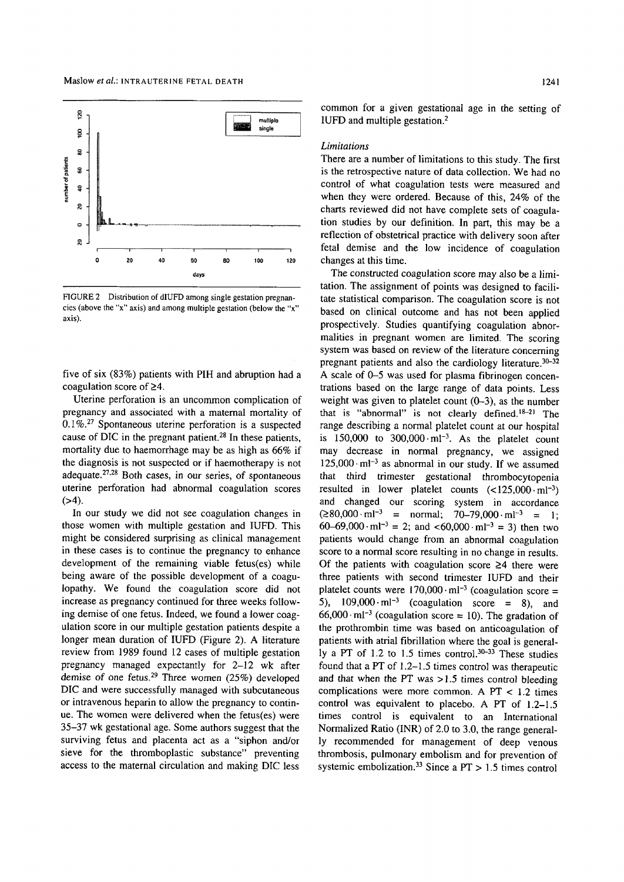FIGURE 2 Distribution of dIUFD among single gestation pregnancies (above the "x" axis) and among multiple gestation (below the "x" axis).

five of six (83%) patients with PIH and abruption had a coagulation score of ≥4.

Uterine perforation is an uncommon complication of pregnancy and associated with a maternal mortality of 0.1%.[27] Spontaneous uterine perforation is a suspected cause of DIC in the pregnant patient.[28] In these patients, mortality due to haemorrhage may be as high as 66% if the diagnosis is not suspected or if haemotherapy is not adequate.[27,28] Both cases, in our series, of spontaneous uterine perforation had abnormal coagulation scores (>4).

In our study we did not see coagulation changes in those women with multiple gestation and IUFD. This might be considered surprising as clinical management in these cases is to continue the pregnancy to enhance development of the remaining viable fetus(es) while being aware of the possible development of a coagulopathy. We found the coagulation score did not increase as pregnancy continued for three weeks following demise of one fetus. Indeed, we found a lower coagulation score in our multiple gestation patients despite a longer mean duration of IUFD (Figure 2). A literature review from 1989 found 12 cases of multiple gestation pregnancy managed expectantly for 2–12 wk after demise of one fetus.[29] Three women (25%) developed DIC and were successfully managed with subcutaneous or intravenous heparin to allow the pregnancy to continue. The women were delivered when the fetus(es) were 35–37 wk gestational age. Some authors suggest that the surviving fetus and placenta act as a "siphon and/or sieve for the thromboplastic substance" preventing access to the maternal circulation and making DIC less common for a given gestational age in the setting of IUFD and multiple gestation.[2]

### *Limitations*

There are a number of limitations to this study. The first is the retrospective nature of data collection. We had no control of what coagulation tests were measured and when they were ordered. Because of this, 24% of the charts reviewed did not have complete sets of coagulation studies by our definition. In part, this may be a reflection of obstetrical practice with delivery soon after fetal demise and the low incidence of coagulation changes at this time.

The constructed coagulation score may also be a limitation. The assignment of points was designed to facilitate statistical comparison. The coagulation score is not based on clinical outcome and has not been applied prospectively. Studies quantifying coagulation abnormalities in pregnant women are limited. The scoring system was based on review of the literature concerning pregnant patients and also the cardiology literature.[30–32] A scale of 0–5 was used for plasma fibrinogen concentrations based on the large range of data points. Less weight was given to platelet count (0–3), as the number that is "abnormal" is not clearly defined.[18–21] The range describing a normal platelet count at our hospital is 150,000 to 300,000 $\cdot$ ml$^{-3}$. As the platelet count may decrease in normal pregnancy, we assigned 125,000 $\cdot$ ml$^{-3}$ as abnormal in our study. If we assumed that third trimester gestational thrombocytopenia resulted in lower platelet counts (<125,000 $\cdot$ ml$^{-3}$) and changed our scoring system in accordance (≥80,000 $\cdot$ ml$^{-3}$ = normal; 70–79,000 $\cdot$ ml$^{-3}$ = 1; 60–69,000 $\cdot$ ml$^{-3}$ = 2; and <60,000 $\cdot$ ml$^{-3}$ = 3) then two patients would change from an abnormal coagulation score to a normal score resulting in no change in results. Of the patients with coagulation score ≥4 there were three patients with second trimester IUFD and their platelet counts were 170,000 $\cdot$ ml$^{-3}$ (coagulation score = 5), 109,000 $\cdot$ ml$^{-3}$ (coagulation score = 8), and 66,000 $\cdot$ ml$^{-3}$ (coagulation score = 10). The gradation of the prothrombin time was based on anticoagulation of patients with atrial fibrillation where the goal is generally a PT of 1.2 to 1.5 times control.[30–33] These studies found that a PT of 1.2–1.5 times control was therapeutic and that when the PT was >1.5 times control bleeding complications were more common. A PT < 1.2 times control was equivalent to placebo. A PT of 1.2–1.5 times control is equivalent to an International Normalized Ratio (INR) of 2.0 to 3.0, the range generally recommended for management of deep venous thrombosis, pulmonary embolism and for prevention of systemic embolization.[33] Since a PT > 1.5 times control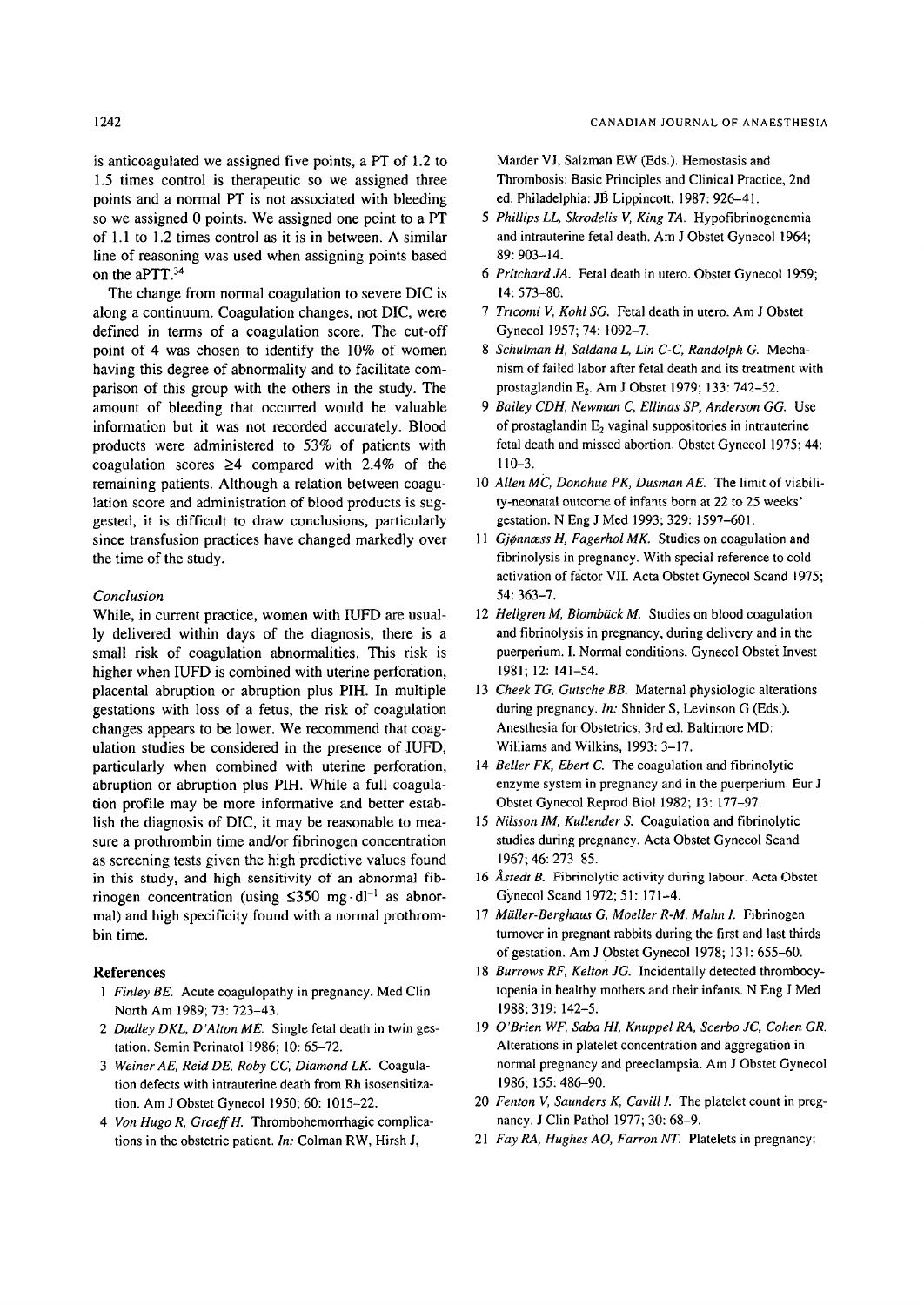is anticoagulated we assigned five points, a PT of 1.2 to 1.5 times control is therapeutic so we assigned three points and a normal PT is not associated with bleeding so we assigned 0 points. We assigned one point to a PT of 1.1 to 1.2 times control as it is in between. A similar line of reasoning was used when assigning points based on the aPTT.[34]

The change from normal coagulation to severe DIC is along a continuum. Coagulation changes, not DIC, were defined in terms of a coagulation score. The cut-off point of 4 was chosen to identify the 10% of women having this degree of abnormality and to facilitate comparison of this group with the others in the study. The amount of bleeding that occurred would be valuable information but it was not recorded accurately. Blood products were administered to 53% of patients with coagulation scores ≥4 compared with 2.4% of the remaining patients. Although a relation between coagulation score and administration of blood products is suggested, it is difficult to draw conclusions, particularly since transfusion practices have changed markedly over the time of the study.

### *Conclusion*

While, in current practice, women with IUFD are usually delivered within days of the diagnosis, there is a small risk of coagulation abnormalities. This risk is higher when IUFD is combined with uterine perforation, placental abruption or abruption plus PIH. In multiple gestations with loss of a fetus, the risk of coagulation changes appears to be lower. We recommend that coagulation studies be considered in the presence of IUFD, particularly when combined with uterine perforation, abruption or abruption plus PIH. While a full coagulation profile may be more informative and better establish the diagnosis of DIC, it may be reasonable to measure a prothrombin time and/or fibrinogen concentration as screening tests given the high predictive values found in this study, and high sensitivity of an abnormal fibrinogen concentration (using ≤350 $mg \cdot dl^{-1}$ as abnormal) and high specificity found with a normal prothrombin time.

## References

1. *Finley BE.* Acute coagulopathy in pregnancy. Med Clin North Am 1989; 73: 723–43.
2. *Dudley DKL, D'Alton ME.* Single fetal death in twin gestation. Semin Perinatol 1986; 10: 65–72.
3. *Weiner AE, Reid DE, Roby CC, Diamond LK.* Coagulation defects with intrauterine death from Rh isosensitization. Am J Obstet Gynecol 1950; 60: 1015–22.
4. *Von Hugo R, Graeff H.* Thrombohemorrhagic complications in the obstetric patient. *In:* Colman RW, Hirsh J, Marder VJ, Salzman EW (Eds.). Hemostasis and Thrombosis: Basic Principles and Clinical Practice, 2nd ed. Philadelphia: JB Lippincott, 1987: 926–41.
5. *Phillips LL, Skrodelis V, King TA.* Hypofibrinogenemia and intrauterine fetal death. Am J Obstet Gynecol 1964; 89: 903–14.
6. *Pritchard JA.* Fetal death in utero. Obstet Gynecol 1959; 14: 573–80.
7. *Tricomi V, Kohl SG.* Fetal death in utero. Am J Obstet Gynecol 1957; 74: 1092–7.
8. *Schulman H, Saldana L, Lin C-C, Randolph G.* Mechanism of failed labor after fetal death and its treatment with prostaglandin $E_2$. Am J Obstet 1979; 133: 742–52.
9. *Bailey CDH, Newman C, Ellinas SP, Anderson GG.* Use of prostaglandin $E_2$ vaginal suppositories in intrauterine fetal death and missed abortion. Obstet Gynecol 1975; 44: 110–3.
10. *Allen MC, Donohue PK, Dusman AE.* The limit of viability-neonatal outcome of infants born at 22 to 25 weeks' gestation. N Eng J Med 1993; 329: 1597–601.
11. *Gjønnæss H, Fagerhol MK.* Studies on coagulation and fibrinolysis in pregnancy. With special reference to cold activation of factor VII. Acta Obstet Gynecol Scand 1975; 54: 363–7.
12. *Hellgren M, Blombäck M.* Studies on blood coagulation and fibrinolysis in pregnancy, during delivery and in the puerperium. I. Normal conditions. Gynecol Obstet Invest 1981; 12: 141–54.
13. *Cheek TG, Gutsche BB.* Maternal physiologic alterations during pregnancy. *In:* Shnider S, Levinson G (Eds.). Anesthesia for Obstetrics, 3rd ed. Baltimore MD: Williams and Wilkins, 1993: 3–17.
14. *Beller FK, Ebert C.* The coagulation and fibrinolytic enzyme system in pregnancy and in the puerperium. Eur J Obstet Gynecol Reprod Biol 1982; 13: 177–97.
15. *Nilsson IM, Kullender S.* Coagulation and fibrinolytic studies during pregnancy. Acta Obstet Gynecol Scand 1967; 46: 273–85.
16. *Åstedt B.* Fibrinolytic activity during labour. Acta Obstet Gynecol Scand 1972; 51: 171–4.
17. *Müller-Berghaus G, Moeller R-M, Mahn I.* Fibrinogen turnover in pregnant rabbits during the first and last thirds of gestation. Am J Obstet Gynecol 1978; 131: 655–60.
18. *Burrows RF, Kelton JG.* Incidentally detected thrombocytopenia in healthy mothers and their infants. N Eng J Med 1988; 319: 142–5.
19. *O'Brien WF, Saba HI, Knuppel RA, Scerbo JC, Cohen GR.* Alterations in platelet concentration and aggregation in normal pregnancy and preeclampsia. Am J Obstet Gynecol 1986; 155: 486–90.
20. *Fenton V, Saunders K, Cavill I.* The platelet count in pregnancy. J Clin Pathol 1977; 30: 68–9.
21. *Fay RA, Hughes AO, Farron NT.* Platelets in pregnancy: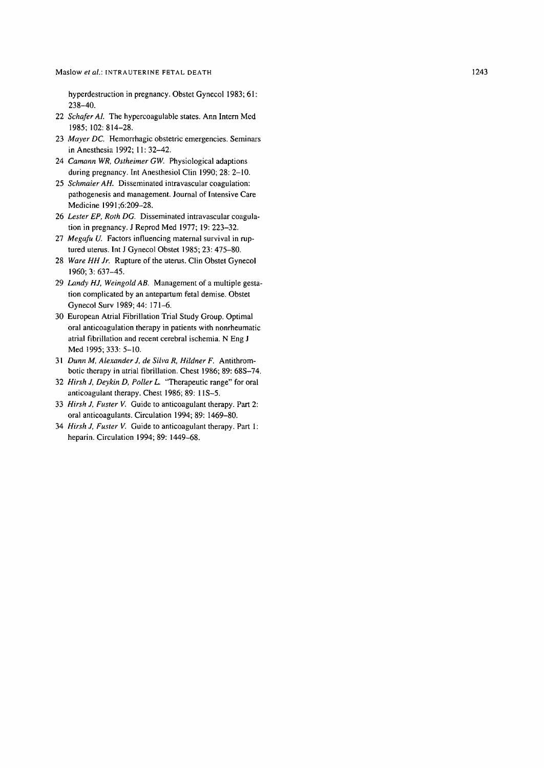hyperdestruction in pregnancy. Obstet Gynecol 1983; 61: 238–40.

22 *Schafer AI.* The hypercoagulable states. Ann Intern Med 1985; 102: 814–28.

23 *Mayer DC.* Hemorrhagic obstetric emergencies. Seminars in Anesthesia 1992; 11: 32–42.

24 *Camann WR, Ostheimer GW.* Physiological adaptions during pregnancy. Int Anesthesiol Clin 1990; 28: 2–10.

25 *Schmaier AH.* Disseminated intravascular coagulation: pathogenesis and management. Journal of Intensive Care Medicine 1991;6:209–28.

26 *Lester EP, Roth DG.* Disseminated intravascular coagulation in pregnancy. J Reprod Med 1977; 19: 223–32.

27 *Megafu U.* Factors influencing maternal survival in ruptured uterus. Int J Gynecol Obstet 1985; 23: 475–80.

28 *Ware HH Jr.* Rupture of the uterus. Clin Obstet Gynecol 1960; 3: 637–45.

29 *Landy HJ, Weingold AB.* Management of a multiple gestation complicated by an antepartum fetal demise. Obstet Gynecol Surv 1989; 44: 171–6.

30 European Atrial Fibrillation Trial Study Group. Optimal oral anticoagulation therapy in patients with nonrheumatic atrial fibrillation and recent cerebral ischemia. N Eng J Med 1995; 333: 5–10.

31 *Dunn M, Alexander J, de Silva R, Hildner F.* Antithrombotic therapy in atrial fibrillation. Chest 1986; 89: 68S–74.

32 *Hirsh J, Deykin D, Poller L.* "Therapeutic range" for oral anticoagulant therapy. Chest 1986; 89: 11S–5.

33 *Hirsh J, Fuster V.* Guide to anticoagulant therapy. Part 2: oral anticoagulants. Circulation 1994; 89: 1469–80.

34 *Hirsh J, Fuster V.* Guide to anticoagulant therapy. Part 1: heparin. Circulation 1994; 89: 1449–68.